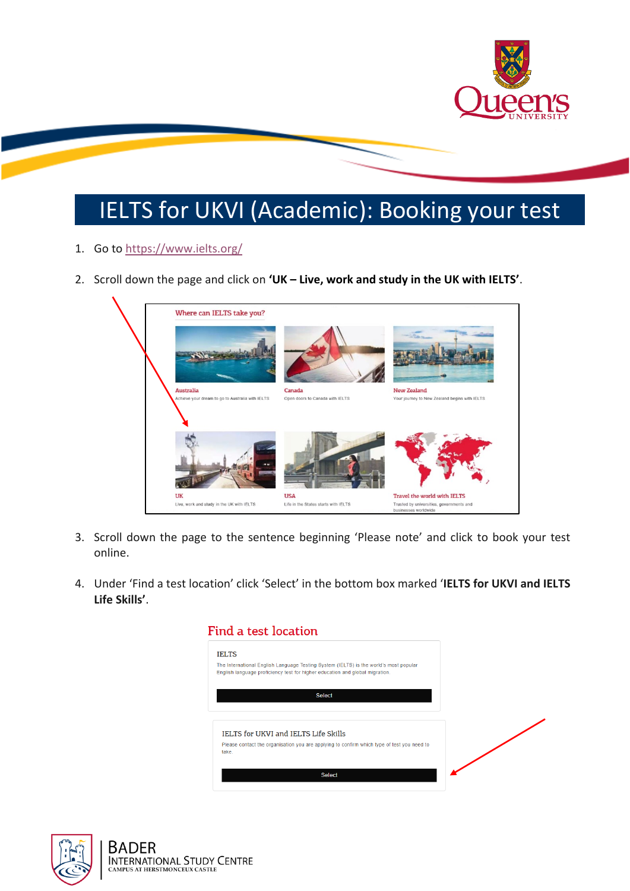# IELTS for UKVI (Academic): Booking your test

1. Go to [https://www.ielts.org/](https://www.ielts.org/)

2. Scroll down the page and click on **'UK – Live, work and study in the UK with IELTS'**.

3. Scroll down the page to the sentence beginning 'Please note' and click to book your test online.

4. Under 'Find a test location' click 'Select' in the bottom box marked '**IELTS for UKVI and IELTS Life Skills'**.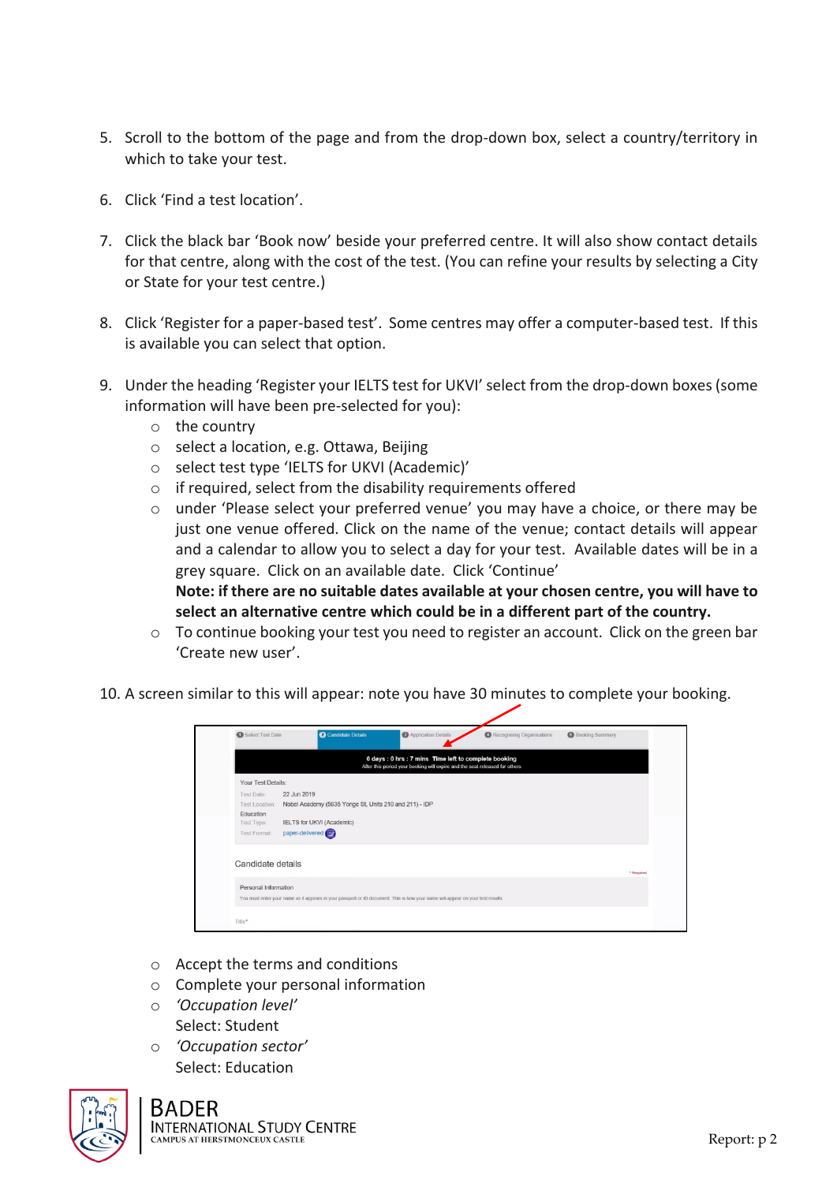5. Scroll to the bottom of the page and from the drop-down box, select a country/territory in which to take your test.

6. Click 'Find a test location'.

7. Click the black bar 'Book now' beside your preferred centre. It will also show contact details for that centre, along with the cost of the test. (You can refine your results by selecting a City or State for your test centre.)

8. Click 'Register for a paper-based test'. Some centres may offer a computer-based test. If this is available you can select that option.

9. Under the heading 'Register your IELTS test for UKVI' select from the drop-down boxes (some information will have been pre-selected for you):
   - the country
   - select a location, e.g. Ottawa, Beijing
   - select test type 'IELTS for UKVI (Academic)'
   - if required, select from the disability requirements offered
   - under 'Please select your preferred venue' you may have a choice, or there may be just one venue offered. Click on the name of the venue; contact details will appear and a calendar to allow you to select a day for your test. Available dates will be in a grey square. Click on an available date. Click 'Continue'
     **Note: if there are no suitable dates available at your chosen centre, you will have to select an alternative centre which could be in a different part of the country.**
   - To continue booking your test you need to register an account. Click on the green bar 'Create new user'.

10. A screen similar to this will appear: note you have 30 minutes to complete your booking.

   - Accept the terms and conditions
   - Complete your personal information
   - *'Occupation level'*
     Select: Student
   - *'Occupation sector'*
     Select: Education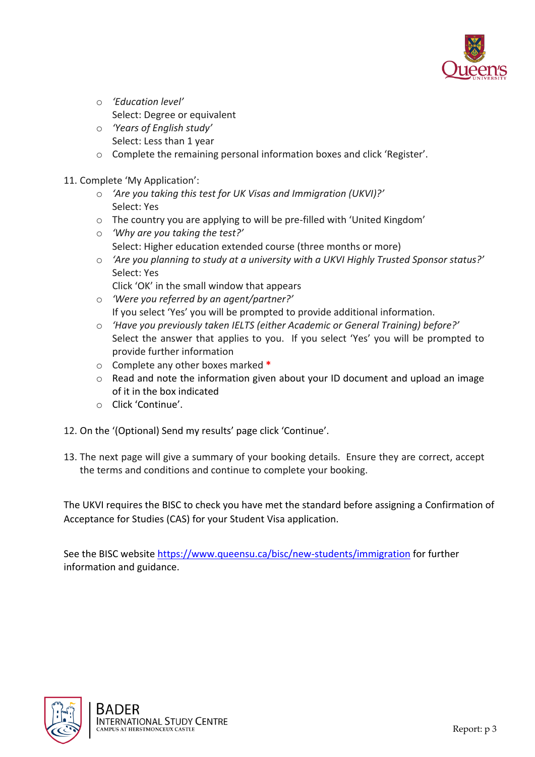- *'Education level'*
  Select: Degree or equivalent
- *'Years of English study'*
  Select: Less than 1 year
- Complete the remaining personal information boxes and click 'Register'.

11. Complete 'My Application':
    - *'Are you taking this test for UK Visas and Immigration (UKVI)?'*
      Select: Yes
    - The country you are applying to will be pre-filled with 'United Kingdom'
    - *'Why are you taking the test?'*
      Select: Higher education extended course (three months or more)
    - *'Are you planning to study at a university with a UKVI Highly Trusted Sponsor status?'*
      Select: Yes
      Click 'OK' in the small window that appears
    - *'Were you referred by an agent/partner?'*
      If you select 'Yes' you will be prompted to provide additional information.
    - *'Have you previously taken IELTS (either Academic or General Training) before?'*
      Select the answer that applies to you. If you select 'Yes' you will be prompted to provide further information
    - Complete any other boxes marked *
    - Read and note the information given about your ID document and upload an image of it in the box indicated
    - Click 'Continue'.

12. On the '(Optional) Send my results' page click 'Continue'.

13. The next page will give a summary of your booking details. Ensure they are correct, accept the terms and conditions and continue to complete your booking.

The UKVI requires the BISC to check you have met the standard before assigning a Confirmation of Acceptance for Studies (CAS) for your Student Visa application.

See the BISC website [https://www.queensu.ca/bisc/new-students/immigration](https://www.queensu.ca/bisc/new-students/immigration) for further information and guidance.